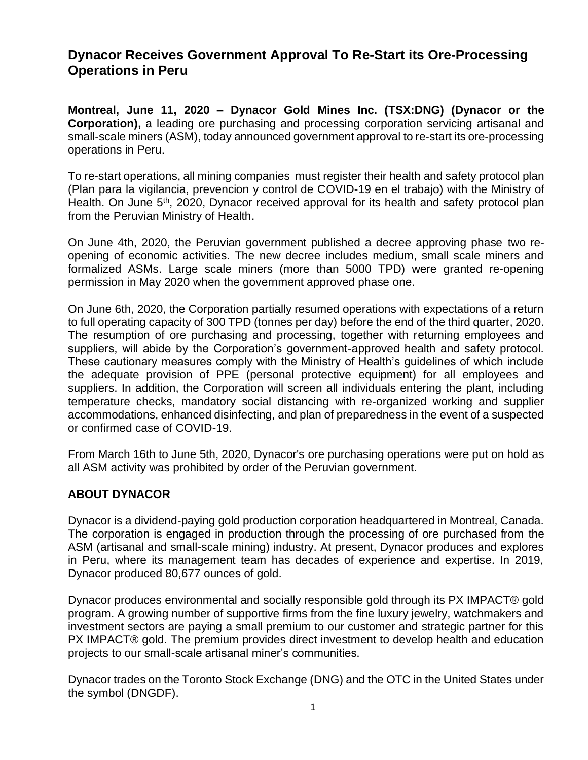# Dynacor Receives Government Approval To Re-Start its Ore-Processing Operations in Peru

**Montreal, June 11, 2020 – Dynacor Gold Mines Inc. (TSX:DNG) (Dynacor or the Corporation),** a leading ore purchasing and processing corporation servicing artisanal and small-scale miners (ASM), today announced government approval to re-start its ore-processing operations in Peru.

To re-start operations, all mining companies must register their health and safety protocol plan (Plan para la vigilancia, prevencion y control de COVID-19 en el trabajo) with the Ministry of Health. On June 5th, 2020, Dynacor received approval for its health and safety protocol plan from the Peruvian Ministry of Health.

On June 4th, 2020, the Peruvian government published a decree approving phase two re-opening of economic activities. The new decree includes medium, small scale miners and formalized ASMs. Large scale miners (more than 5000 TPD) were granted re-opening permission in May 2020 when the government approved phase one.

On June 6th, 2020, the Corporation partially resumed operations with expectations of a return to full operating capacity of 300 TPD (tonnes per day) before the end of the third quarter, 2020. The resumption of ore purchasing and processing, together with returning employees and suppliers, will abide by the Corporation's government-approved health and safety protocol. These cautionary measures comply with the Ministry of Health's guidelines of which include the adequate provision of PPE (personal protective equipment) for all employees and suppliers. In addition, the Corporation will screen all individuals entering the plant, including temperature checks, mandatory social distancing with re-organized working and supplier accommodations, enhanced disinfecting, and plan of preparedness in the event of a suspected or confirmed case of COVID-19.

From March 16th to June 5th, 2020, Dynacor's ore purchasing operations were put on hold as all ASM activity was prohibited by order of the Peruvian government.

## ABOUT DYNACOR

Dynacor is a dividend-paying gold production corporation headquartered in Montreal, Canada. The corporation is engaged in production through the processing of ore purchased from the ASM (artisanal and small-scale mining) industry. At present, Dynacor produces and explores in Peru, where its management team has decades of experience and expertise. In 2019, Dynacor produced 80,677 ounces of gold.

Dynacor produces environmental and socially responsible gold through its PX IMPACT® gold program. A growing number of supportive firms from the fine luxury jewelry, watchmakers and investment sectors are paying a small premium to our customer and strategic partner for this PX IMPACT® gold. The premium provides direct investment to develop health and education projects to our small-scale artisanal miner's communities.

Dynacor trades on the Toronto Stock Exchange (DNG) and the OTC in the United States under the symbol (DNGDF).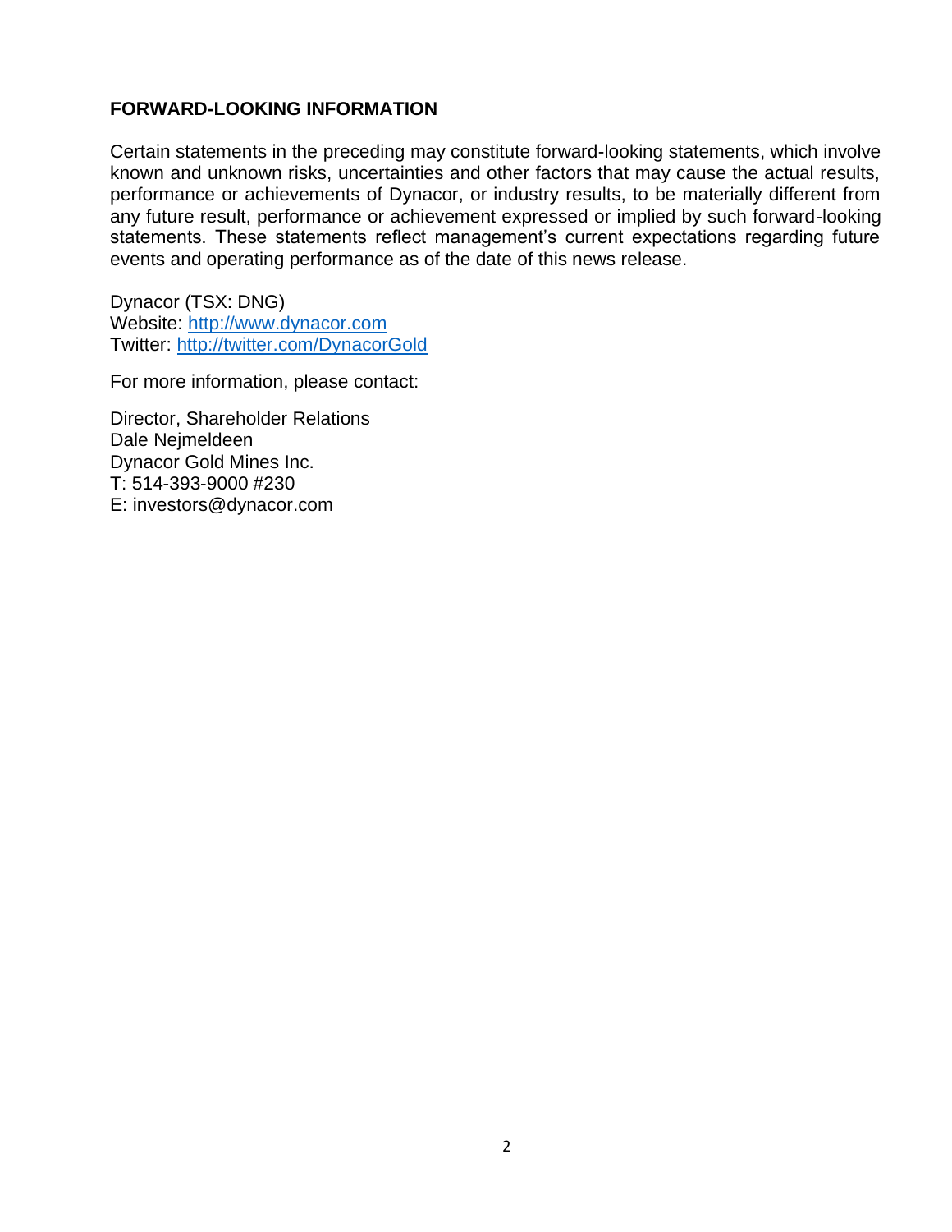## FORWARD-LOOKING INFORMATION

Certain statements in the preceding may constitute forward-looking statements, which involve known and unknown risks, uncertainties and other factors that may cause the actual results, performance or achievements of Dynacor, or industry results, to be materially different from any future result, performance or achievement expressed or implied by such forward-looking statements. These statements reflect management's current expectations regarding future events and operating performance as of the date of this news release.

Dynacor (TSX: DNG)
Website: [http://www.dynacor.com](http://www.dynacor.com)
Twitter: [http://twitter.com/DynacorGold](http://twitter.com/DynacorGold)

For more information, please contact:

Director, Shareholder Relations
Dale Nejmeldeen
Dynacor Gold Mines Inc.
T: 514-393-9000 #230
E: investors@dynacor.com